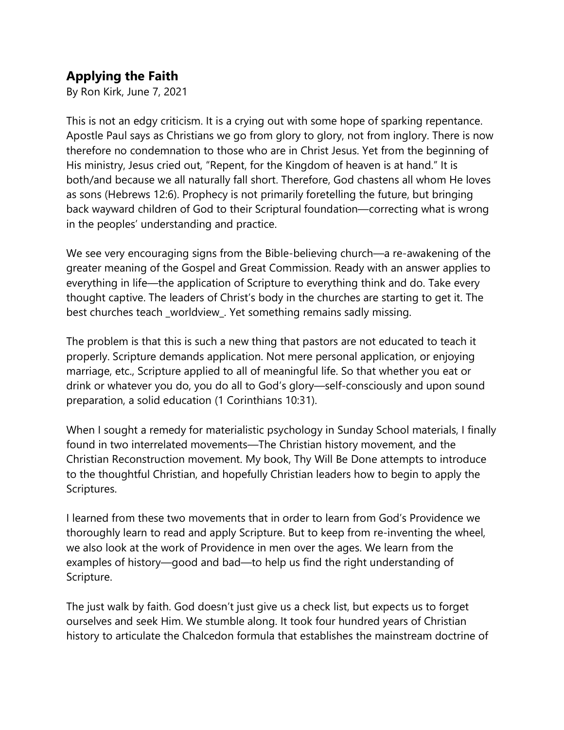## Applying the Faith

By Ron Kirk, June 7, 2021

This is not an edgy criticism. It is a crying out with some hope of sparking repentance. Apostle Paul says as Christians we go from glory to glory, not from inglory. There is now therefore no condemnation to those who are in Christ Jesus. Yet from the beginning of His ministry, Jesus cried out, "Repent, for the Kingdom of heaven is at hand." It is both/and because we all naturally fall short. Therefore, God chastens all whom He loves as sons (Hebrews 12:6). Prophecy is not primarily foretelling the future, but bringing back wayward children of God to their Scriptural foundation—correcting what is wrong in the peoples' understanding and practice.

We see very encouraging signs from the Bible-believing church—a re-awakening of the greater meaning of the Gospel and Great Commission. Ready with an answer applies to everything in life—the application of Scripture to everything think and do. Take every thought captive. The leaders of Christ's body in the churches are starting to get it. The best churches teach _worldview_. Yet something remains sadly missing.

The problem is that this is such a new thing that pastors are not educated to teach it properly. Scripture demands application. Not mere personal application, or enjoying marriage, etc., Scripture applied to all of meaningful life. So that whether you eat or drink or whatever you do, you do all to God's glory—self-consciously and upon sound preparation, a solid education (1 Corinthians 10:31).

When I sought a remedy for materialistic psychology in Sunday School materials, I finally found in two interrelated movements—The Christian history movement, and the Christian Reconstruction movement. My book, Thy Will Be Done attempts to introduce to the thoughtful Christian, and hopefully Christian leaders how to begin to apply the Scriptures.

I learned from these two movements that in order to learn from God's Providence we thoroughly learn to read and apply Scripture. But to keep from re-inventing the wheel, we also look at the work of Providence in men over the ages. We learn from the examples of history—good and bad—to help us find the right understanding of Scripture.

The just walk by faith. God doesn't just give us a check list, but expects us to forget ourselves and seek Him. We stumble along. It took four hundred years of Christian history to articulate the Chalcedon formula that establishes the mainstream doctrine of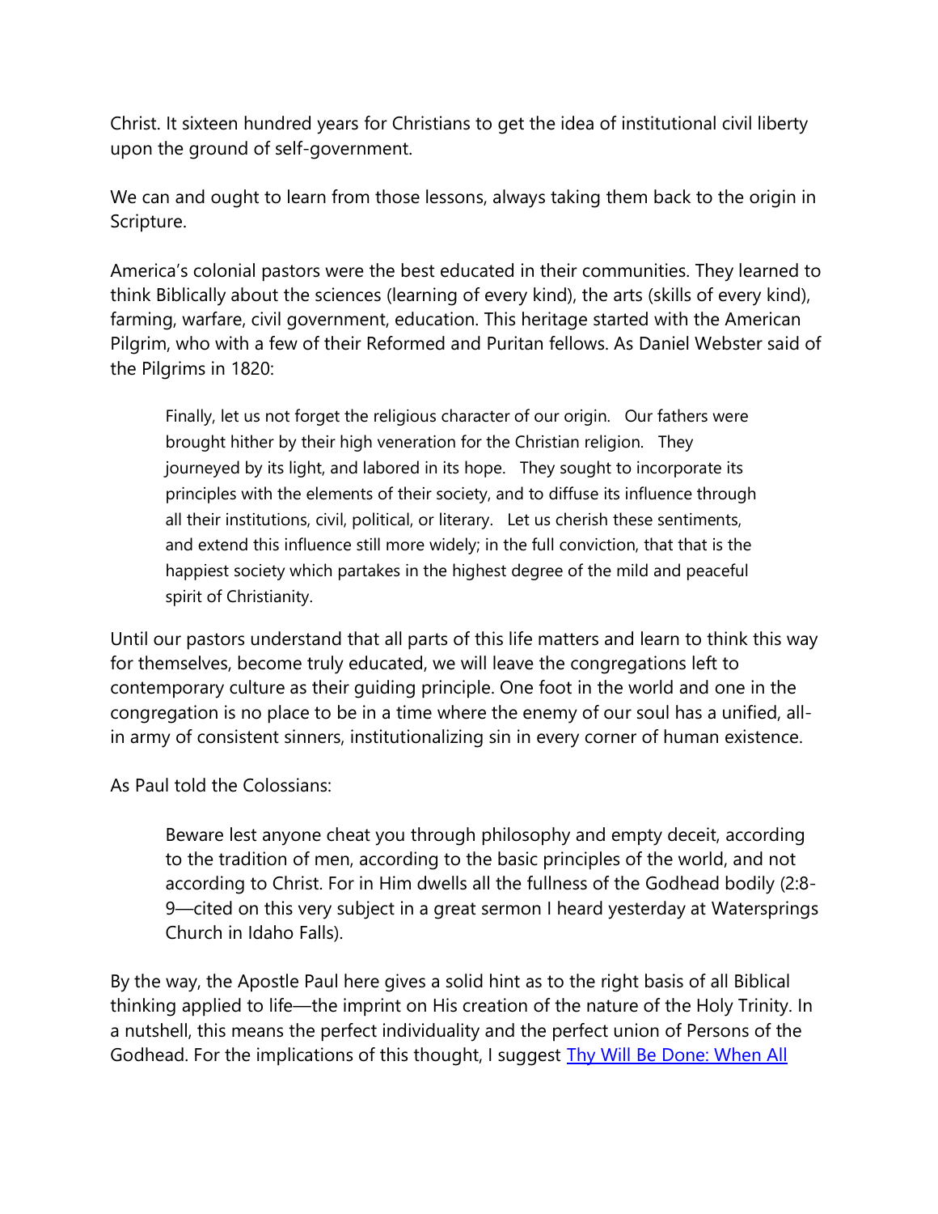Christ. It sixteen hundred years for Christians to get the idea of institutional civil liberty upon the ground of self-government.

We can and ought to learn from those lessons, always taking them back to the origin in Scripture.

America's colonial pastors were the best educated in their communities. They learned to think Biblically about the sciences (learning of every kind), the arts (skills of every kind), farming, warfare, civil government, education. This heritage started with the American Pilgrim, who with a few of their Reformed and Puritan fellows. As Daniel Webster said of the Pilgrims in 1820:

> Finally, let us not forget the religious character of our origin. Our fathers were brought hither by their high veneration for the Christian religion. They journeyed by its light, and labored in its hope. They sought to incorporate its principles with the elements of their society, and to diffuse its influence through all their institutions, civil, political, or literary. Let us cherish these sentiments, and extend this influence still more widely; in the full conviction, that that is the happiest society which partakes in the highest degree of the mild and peaceful spirit of Christianity.

Until our pastors understand that all parts of this life matters and learn to think this way for themselves, become truly educated, we will leave the congregations left to contemporary culture as their guiding principle. One foot in the world and one in the congregation is no place to be in a time where the enemy of our soul has a unified, all-in army of consistent sinners, institutionalizing sin in every corner of human existence.

As Paul told the Colossians:

> Beware lest anyone cheat you through philosophy and empty deceit, according to the tradition of men, according to the basic principles of the world, and not according to Christ. For in Him dwells all the fullness of the Godhead bodily (2:8-9—cited on this very subject in a great sermon I heard yesterday at Watersprings Church in Idaho Falls).

By the way, the Apostle Paul here gives a solid hint as to the right basis of all Biblical thinking applied to life—the imprint on His creation of the nature of the Holy Trinity. In a nutshell, this means the perfect individuality and the perfect union of Persons of the Godhead. For the implications of this thought, I suggest Thy Will Be Done: When All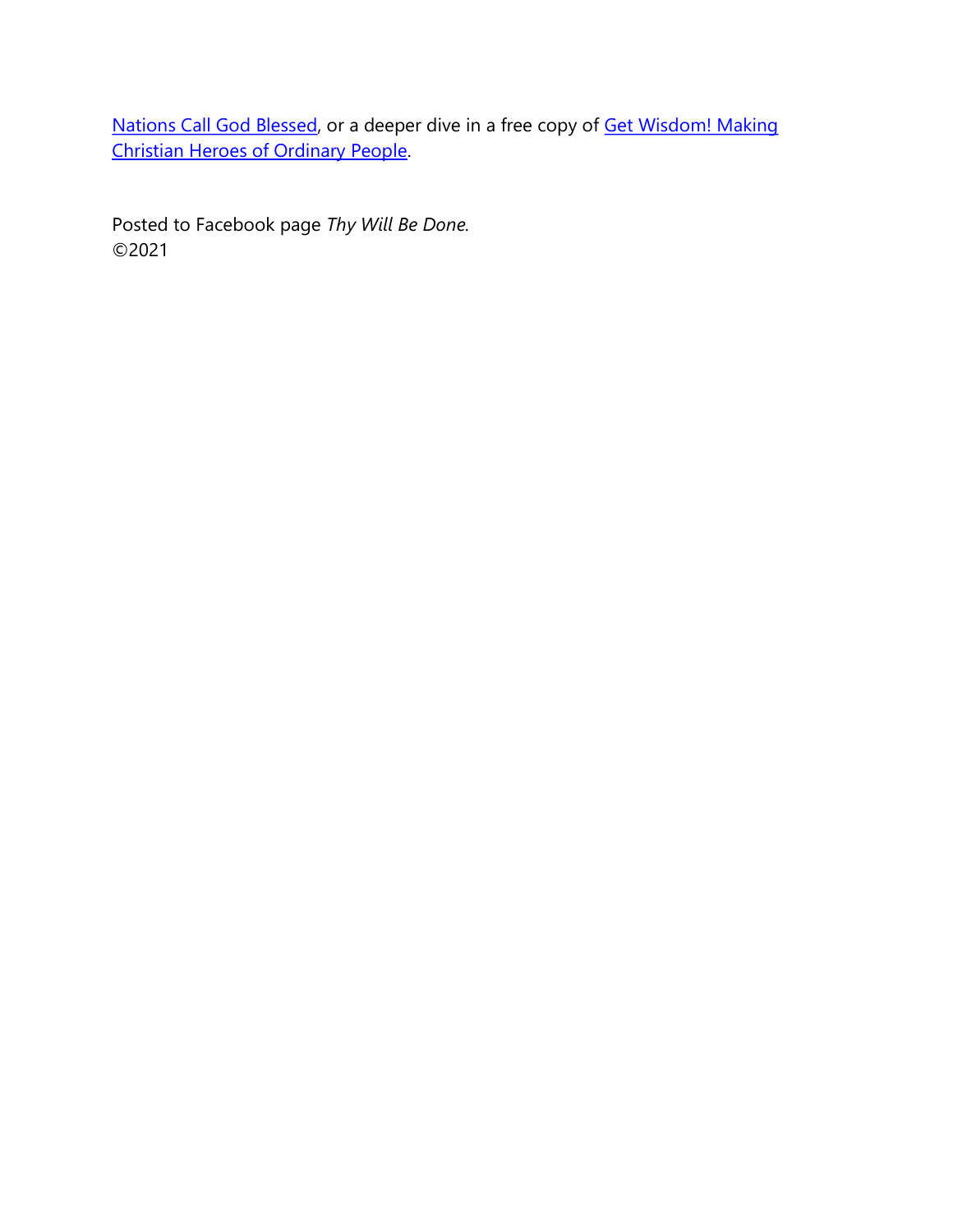Nations Call God Blessed, or a deeper dive in a free copy of Get Wisdom! Making Christian Heroes of Ordinary People.

Posted to Facebook page *Thy Will Be Done*.
©2021